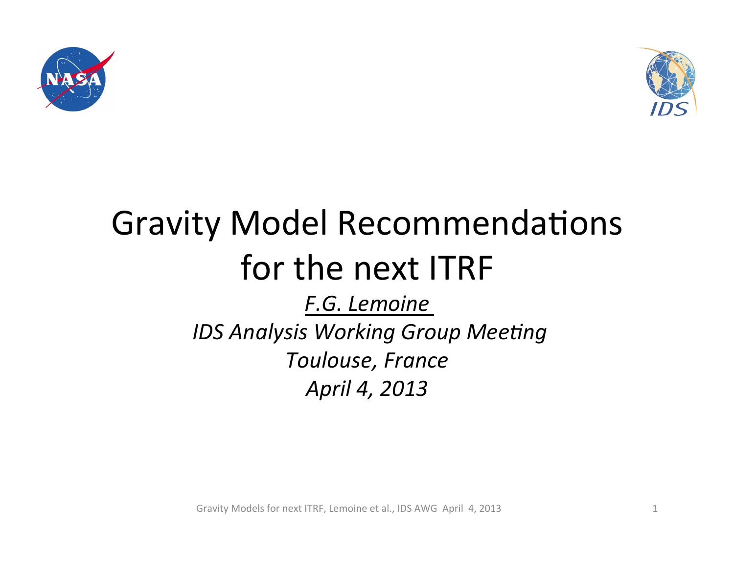# Gravity Model Recommendations for the next ITRF

*F.G. Lemoine*

*IDS Analysis Working Group Meeting*

*Toulouse, France*

*April 4, 2013*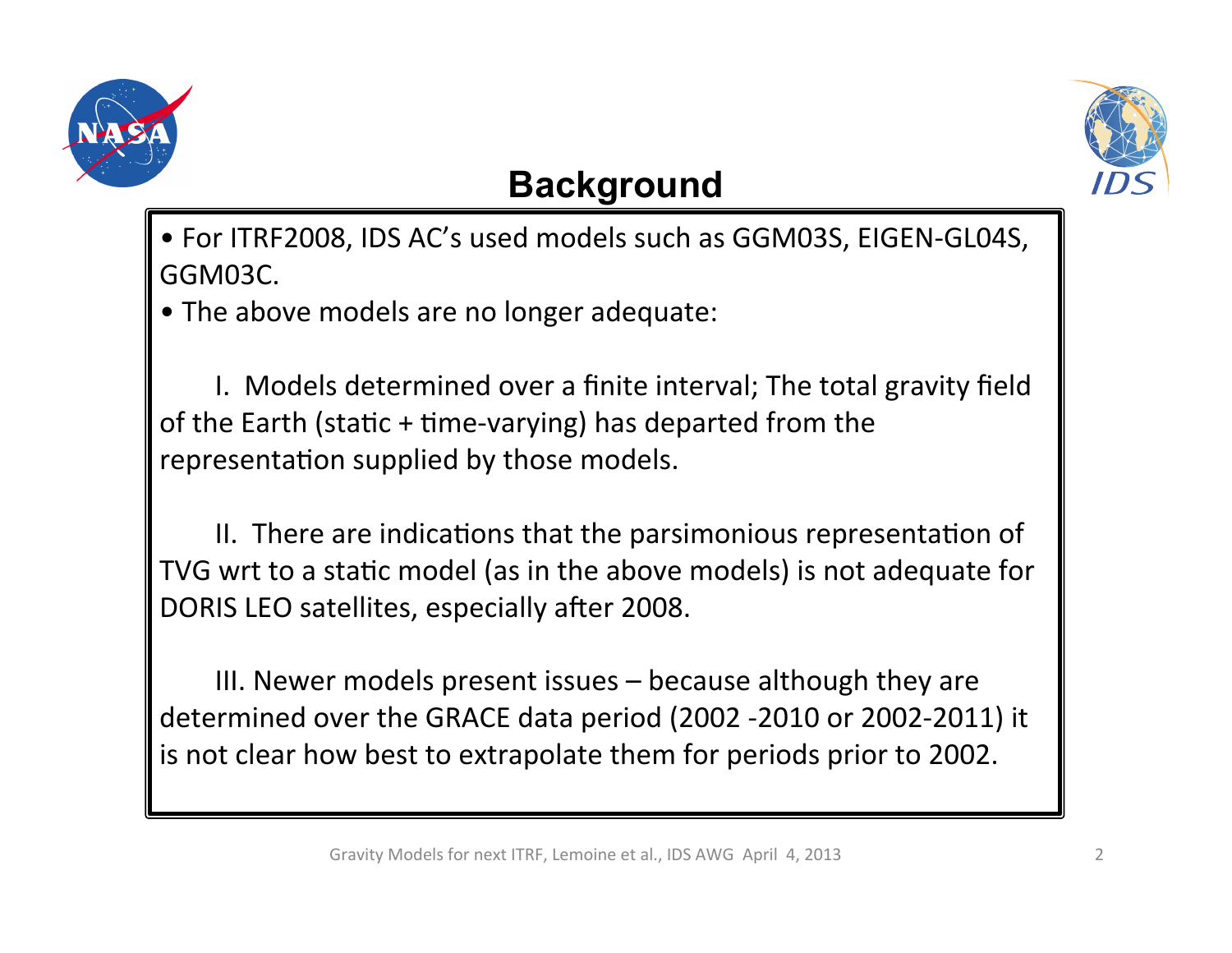# Background

- For ITRF2008, IDS AC's used models such as GGM03S, EIGEN-GL04S, GGM03C.
- The above models are no longer adequate:

I. Models determined over a finite interval; The total gravity field of the Earth (static + time-varying) has departed from the representation supplied by those models.

II. There are indications that the parsimonious representation of TVG wrt to a static model (as in the above models) is not adequate for DORIS LEO satellites, especially after 2008.

III. Newer models present issues – because although they are determined over the GRACE data period (2002 -2010 or 2002-2011) it is not clear how best to extrapolate them for periods prior to 2002.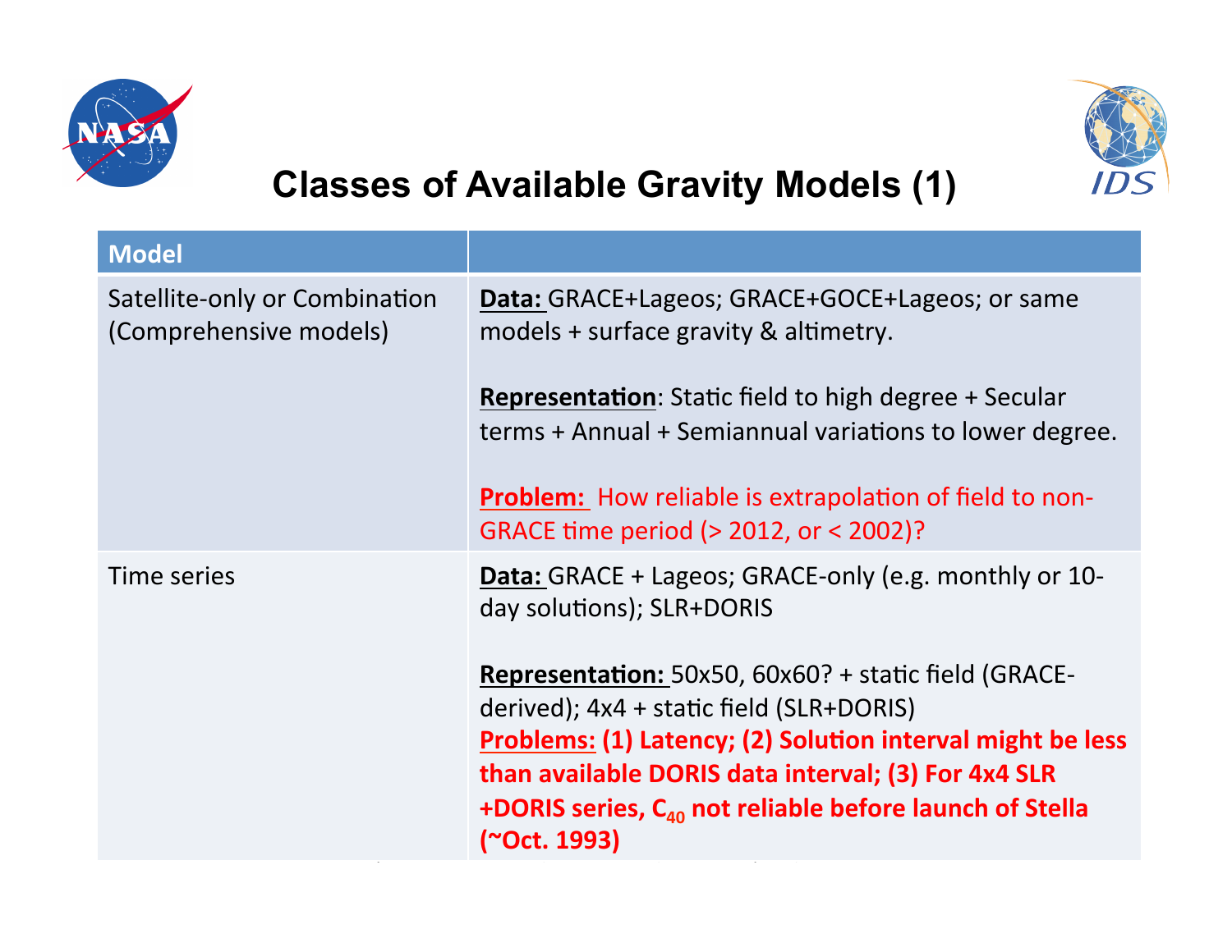# Classes of Available Gravity Models (1)

| Model | |
|---|---|
| Satellite-only or Combination (Comprehensive models) | **Data:** GRACE+Lageos; GRACE+GOCE+Lageos; or same models + surface gravity & altimetry.<br><br>**Representation**: Static field to high degree + Secular terms + Annual + Semiannual variations to lower degree.<br><br>**Problem:** How reliable is extrapolation of field to non-GRACE time period (> 2012, or < 2002)? |
| Time series | **Data:** GRACE + Lageos; GRACE-only (e.g. monthly or 10-day solutions); SLR+DORIS<br><br>**Representation:** 50x50, 60x60? + static field (GRACE-derived); 4x4 + static field (SLR+DORIS)<br>**Problems: (1) Latency; (2) Solution interval might be less than available DORIS data interval; (3) For 4x4 SLR +DORIS series, $C_{40}$ not reliable before launch of Stella (~Oct. 1993)** |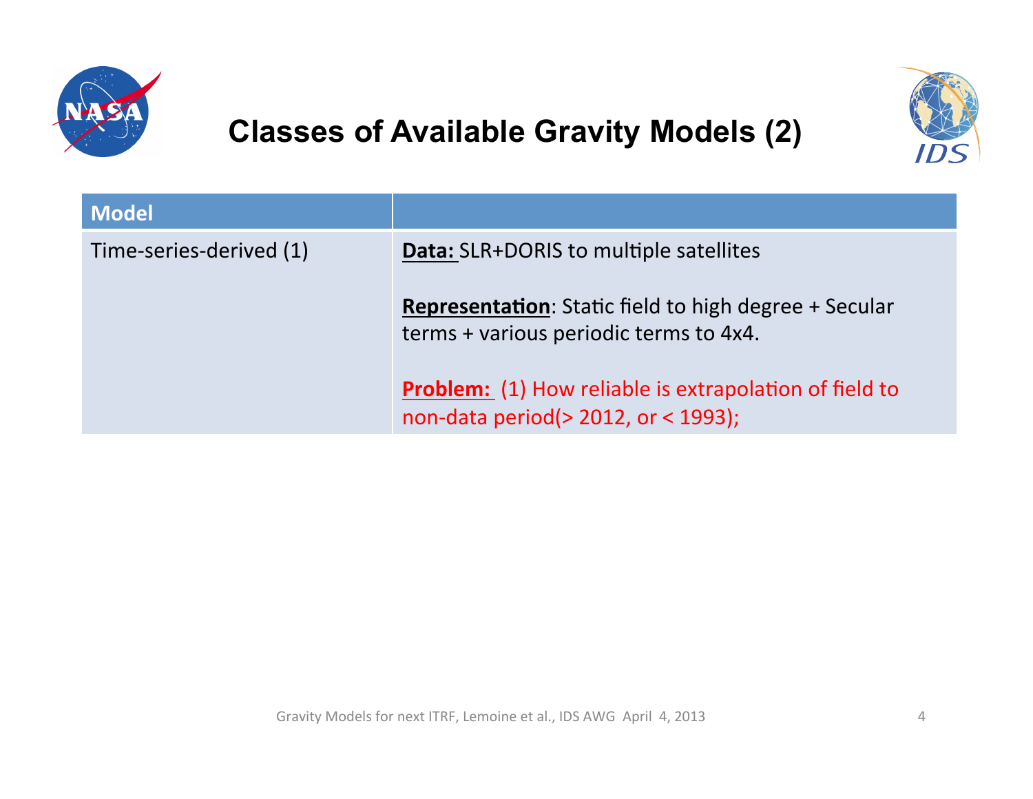# Classes of Available Gravity Models (2)

| Model | |
|---|---|
| Time-series-derived (1) | **Data:** SLR+DORIS to multiple satellites<br><br>**Representation**: Static field to high degree + Secular terms + various periodic terms to 4x4.<br><br>**Problem:** (1) How reliable is extrapolation of field to non-data period(> 2012, or < 1993); |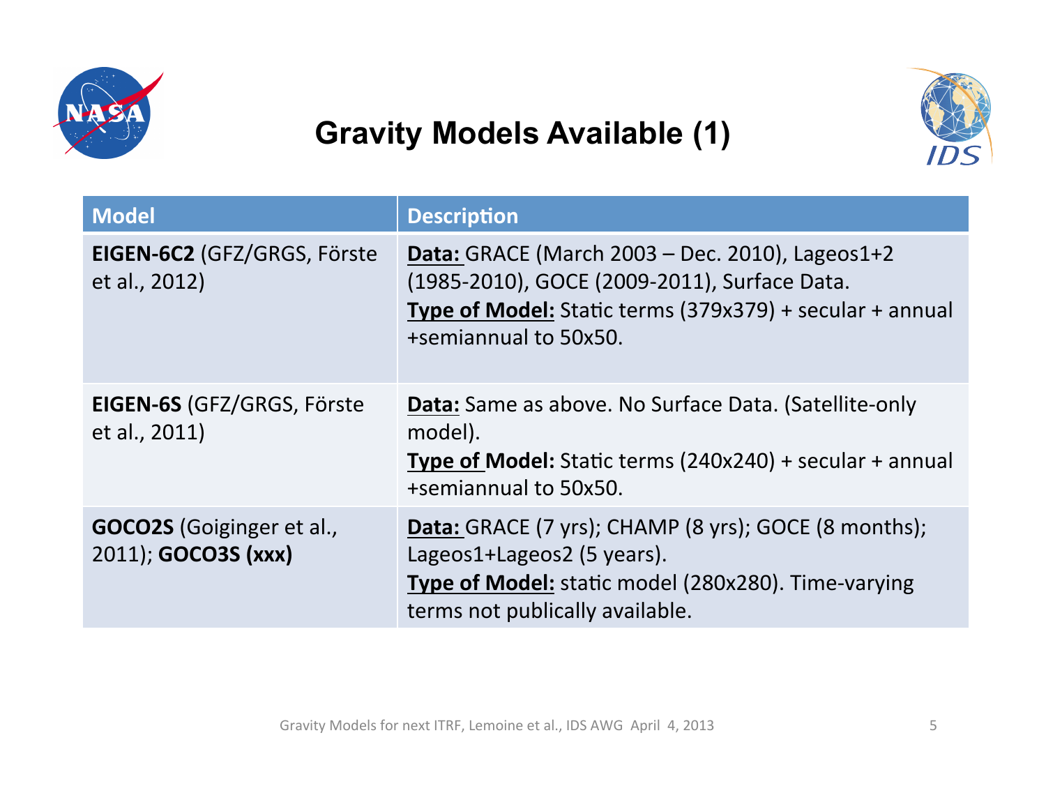# Gravity Models Available (1)

| Model | Description |
|---|---|
| **EIGEN-6C2** (GFZ/GRGS, Förste et al., 2012) | **Data:** GRACE (March 2003 – Dec. 2010), Lageos1+2 (1985-2010), GOCE (2009-2011), Surface Data. **Type of Model:** Static terms (379x379) + secular + annual +semiannual to 50x50. |
| **EIGEN-6S** (GFZ/GRGS, Förste et al., 2011) | **Data:** Same as above. No Surface Data. (Satellite-only model). **Type of Model:** Static terms (240x240) + secular + annual +semiannual to 50x50. |
| **GOCO2S** (Goiginger et al., 2011); **GOCO3S (xxx)** | **Data:** GRACE (7 yrs); CHAMP (8 yrs); GOCE (8 months); Lageos1+Lageos2 (5 years). **Type of Model:** static model (280x280). Time-varying terms not publically available. |

Gravity Models for next ITRF, Lemoine et al., IDS AWG April 4, 2013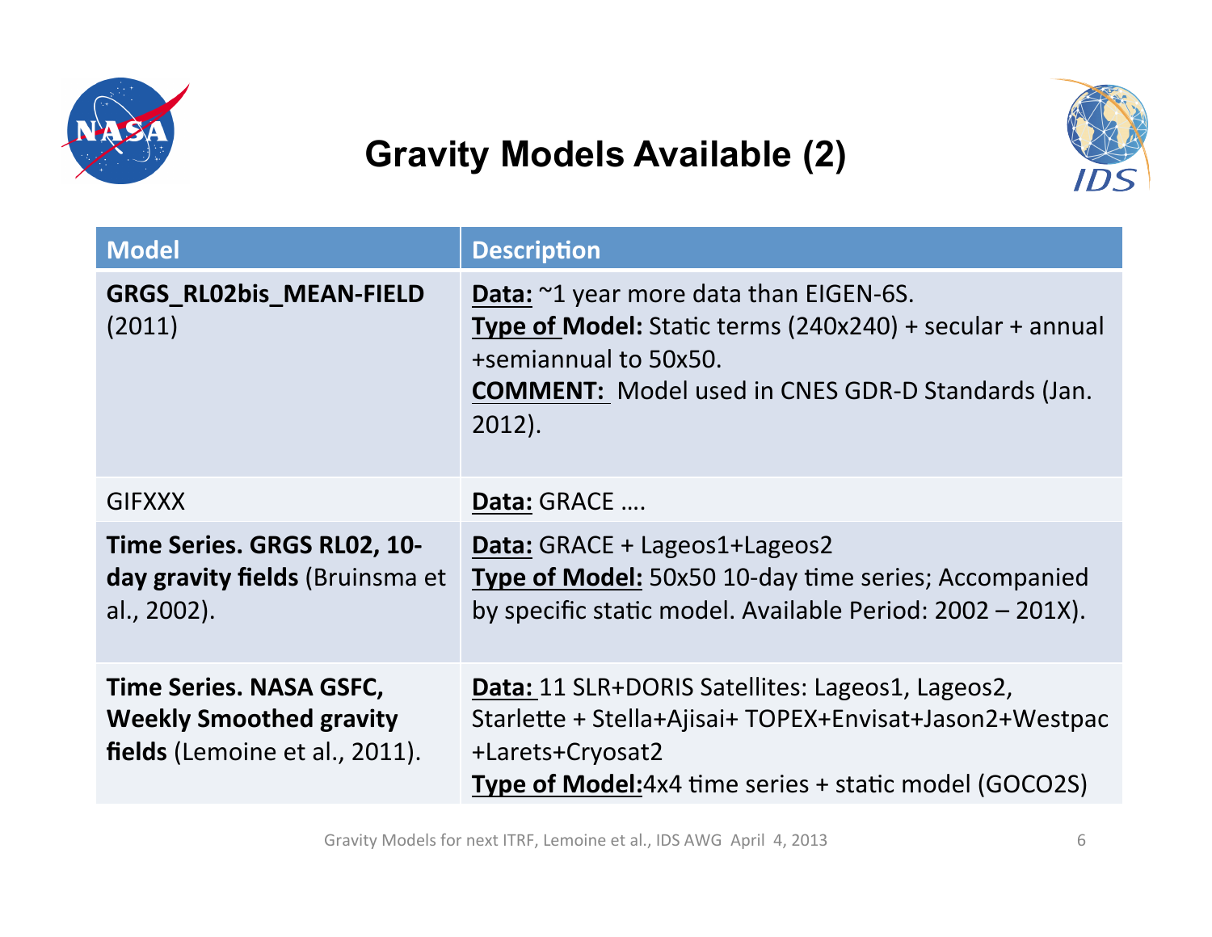# Gravity Models Available (2)

| Model | Description |
| --- | --- |
| **GRGS_RL02bis_MEAN-FIELD** (2011) | **Data:** ~1 year more data than EIGEN-6S. **Type of Model:** Static terms (240x240) + secular + annual +semiannual to 50x50. **COMMENT:** Model used in CNES GDR-D Standards (Jan. 2012). |
| GIFXXX | **Data:** GRACE …. |
| **Time Series. GRGS RL02, 10-day gravity fields** (Bruinsma et al., 2002). | **Data:** GRACE + Lageos1+Lageos2 **Type of Model:** 50x50 10-day time series; Accompanied by specific static model. Available Period: 2002 – 201X). |
| **Time Series. NASA GSFC, Weekly Smoothed gravity fields** (Lemoine et al., 2011). | **Data:** 11 SLR+DORIS Satellites: Lageos1, Lageos2, Starlette + Stella+Ajisai+ TOPEX+Envisat+Jason2+Westpac +Larets+Cryosat2 **Type of Model:** 4x4 time series + static model (GOCO2S) |

Gravity Models for next ITRF, Lemoine et al., IDS AWG April 4, 2013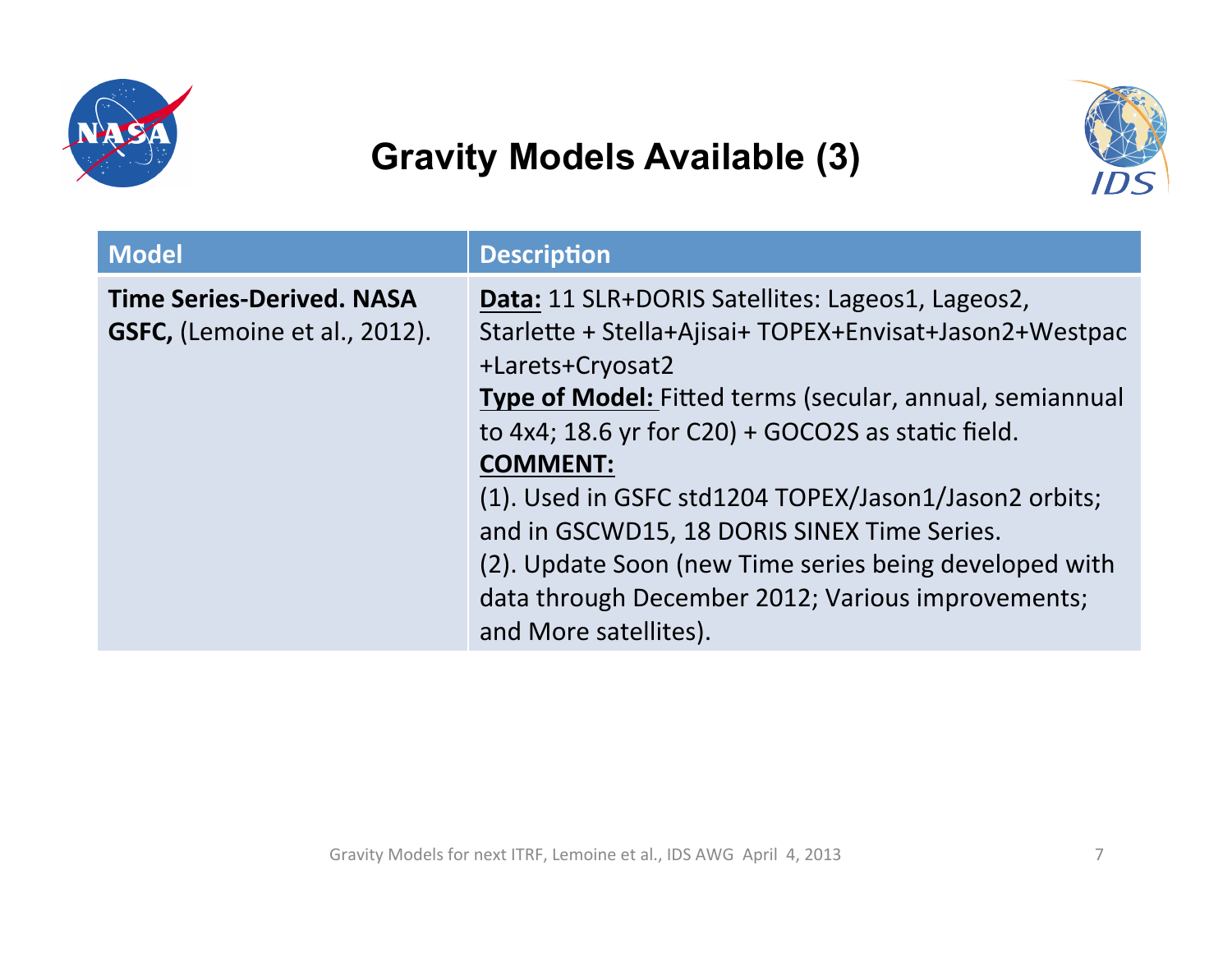# Gravity Models Available (3)

| Model | Description |
|---|---|
| **Time Series-Derived. NASA GSFC,** (Lemoine et al., 2012). | **Data:** 11 SLR+DORIS Satellites: Lageos1, Lageos2, Starlette + Stella+Ajisai+ TOPEX+Envisat+Jason2+Westpac +Larets+Cryosat2<br>**Type of Model:** Fitted terms (secular, annual, semiannual to 4x4; 18.6 yr for C20) + GOCO2S as static field.<br>**COMMENT:**<br>(1). Used in GSFC std1204 TOPEX/Jason1/Jason2 orbits; and in GSCWD15, 18 DORIS SINEX Time Series.<br>(2). Update Soon (new Time series being developed with data through December 2012; Various improvements; and More satellites). |

Gravity Models for next ITRF, Lemoine et al., IDS AWG April 4, 2013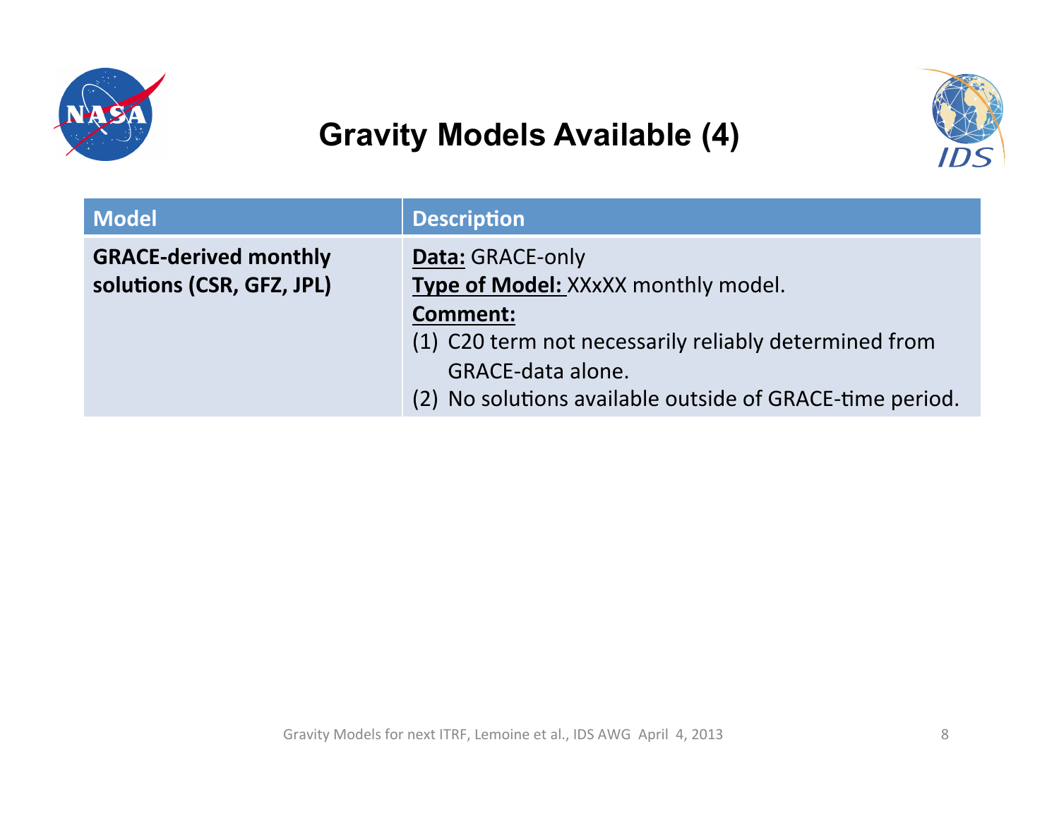# Gravity Models Available (4)

| Model | Description |
|---|---|
| **GRACE-derived monthly solutions (CSR, GFZ, JPL)** | **Data:** GRACE-only<br>**Type of Model:** XXxXX monthly model.<br>**Comment:**<br>(1) C20 term not necessarily reliably determined from GRACE-data alone.<br>(2) No solutions available outside of GRACE-time period. |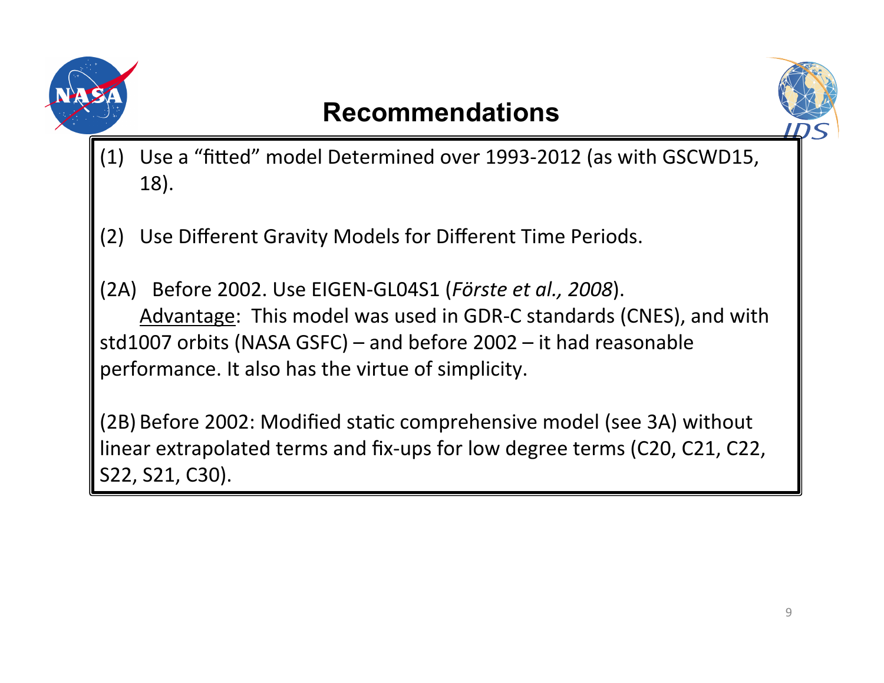# Recommendations

(1) Use a "fitted" model Determined over 1993-2012 (as with GSCWD15, 18).

(2) Use Different Gravity Models for Different Time Periods.

(2A) Before 2002. Use EIGEN-GL04S1 (*Förste et al., 2008*).
<u>Advantage</u>: This model was used in GDR-C standards (CNES), and with std1007 orbits (NASA GSFC) – and before 2002 – it had reasonable performance. It also has the virtue of simplicity.

(2B) Before 2002: Modified static comprehensive model (see 3A) without linear extrapolated terms and fix-ups for low degree terms (C20, C21, C22, S22, S21, C30).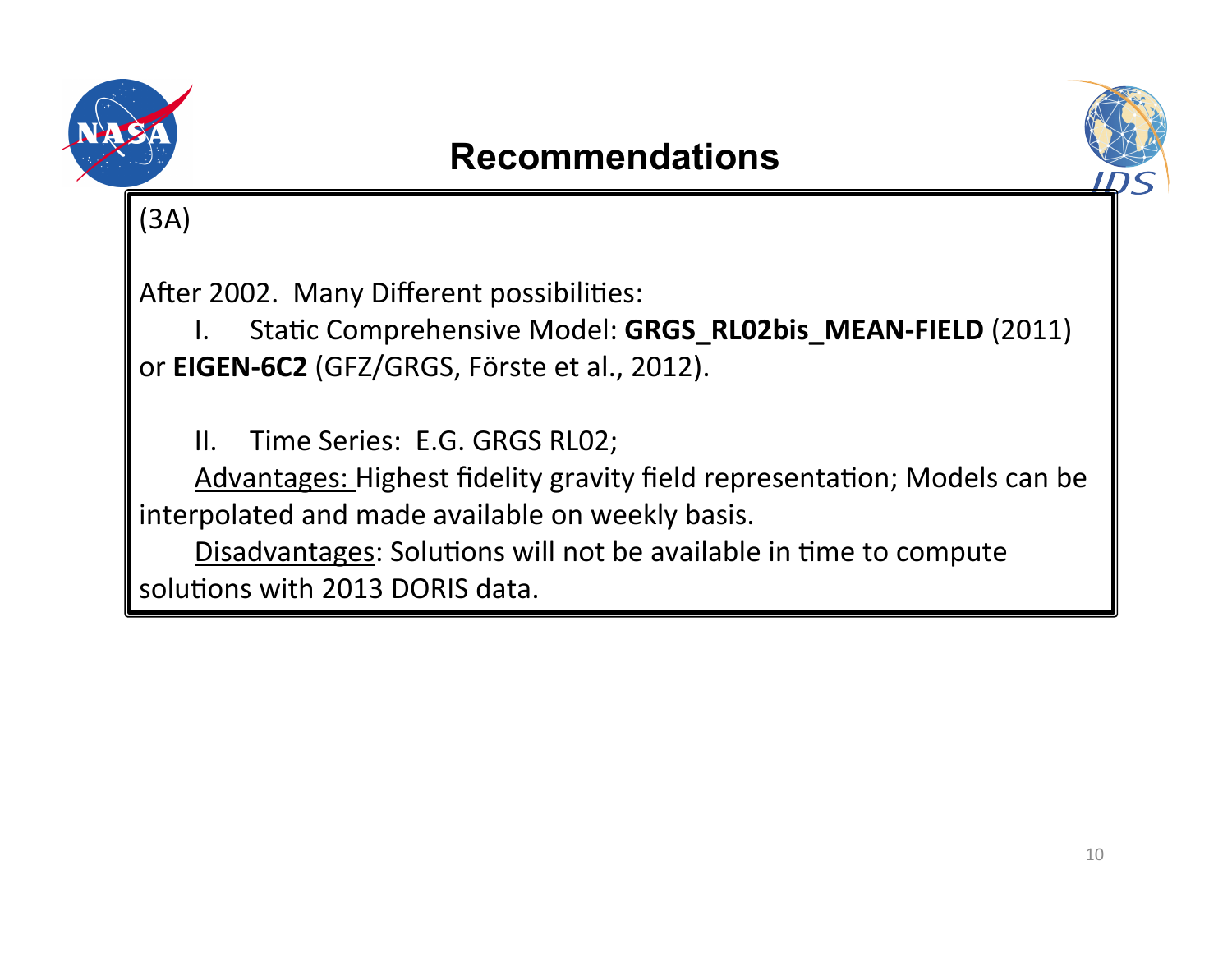# Recommendations

(3A)

After 2002. Many Different possibilities:

I. Static Comprehensive Model: **GRGS_RL02bis_MEAN-FIELD** (2011) or **EIGEN-6C2** (GFZ/GRGS, Förste et al., 2012).

II. Time Series: E.G. GRGS RL02;

<u>Advantages:</u> Highest fidelity gravity field representation; Models can be interpolated and made available on weekly basis.

<u>Disadvantages</u>: Solutions will not be available in time to compute solutions with 2013 DORIS data.